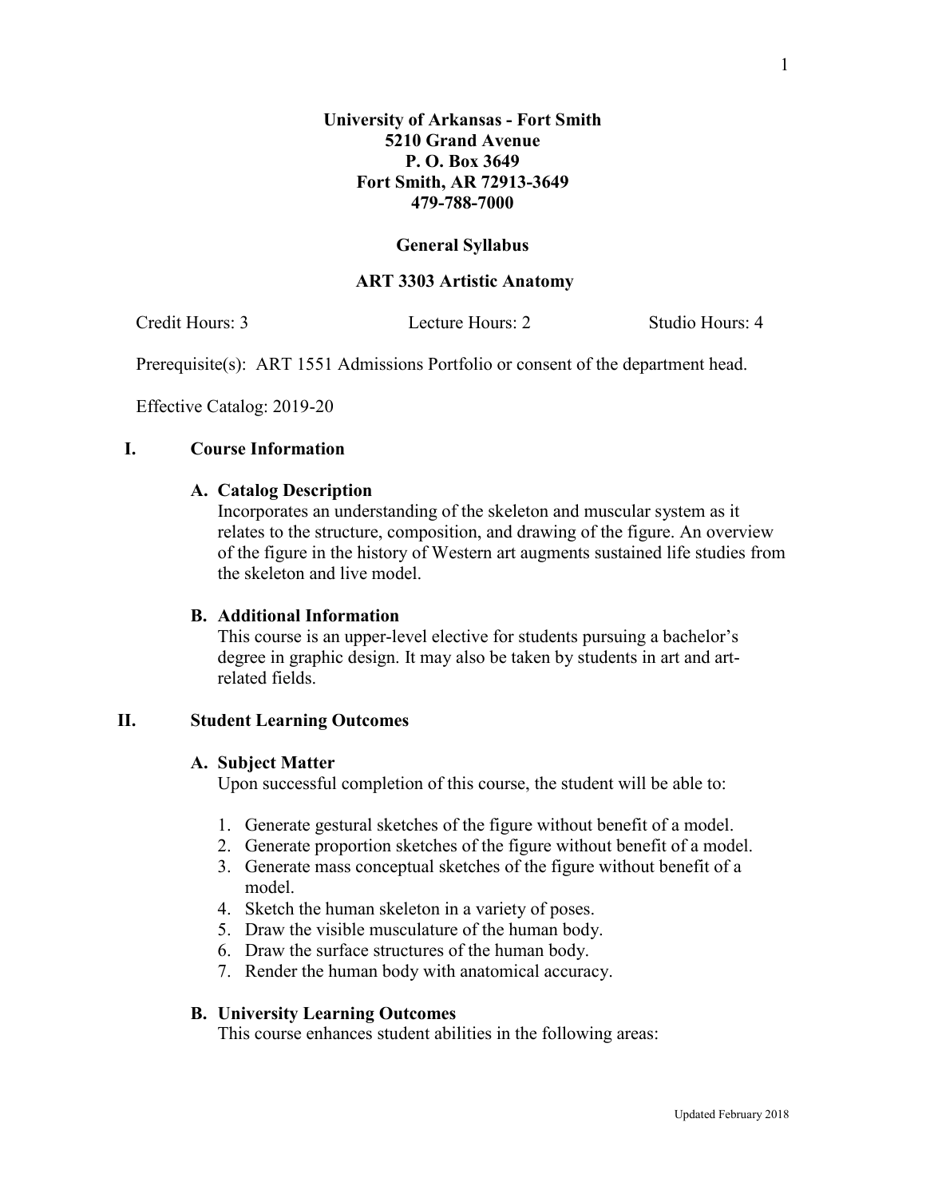**University of Arkansas - Fort Smith**
**5210 Grand Avenue**
**P. O. Box 3649**
**Fort Smith, AR 72913-3649**
**479-788-7000**

**General Syllabus**

**ART 3303 Artistic Anatomy**

Credit Hours: 3 Lecture Hours: 2 Studio Hours: 4

Prerequisite(s): ART 1551 Admissions Portfolio or consent of the department head.

Effective Catalog: 2019-20

## I. Course Information

### A. Catalog Description

Incorporates an understanding of the skeleton and muscular system as it relates to the structure, composition, and drawing of the figure. An overview of the figure in the history of Western art augments sustained life studies from the skeleton and live model.

### B. Additional Information

This course is an upper-level elective for students pursuing a bachelor's degree in graphic design. It may also be taken by students in art and art-related fields.

## II. Student Learning Outcomes

### A. Subject Matter

Upon successful completion of this course, the student will be able to:

1. Generate gestural sketches of the figure without benefit of a model.
2. Generate proportion sketches of the figure without benefit of a model.
3. Generate mass conceptual sketches of the figure without benefit of a model.
4. Sketch the human skeleton in a variety of poses.
5. Draw the visible musculature of the human body.
6. Draw the surface structures of the human body.
7. Render the human body with anatomical accuracy.

### B. University Learning Outcomes

This course enhances student abilities in the following areas: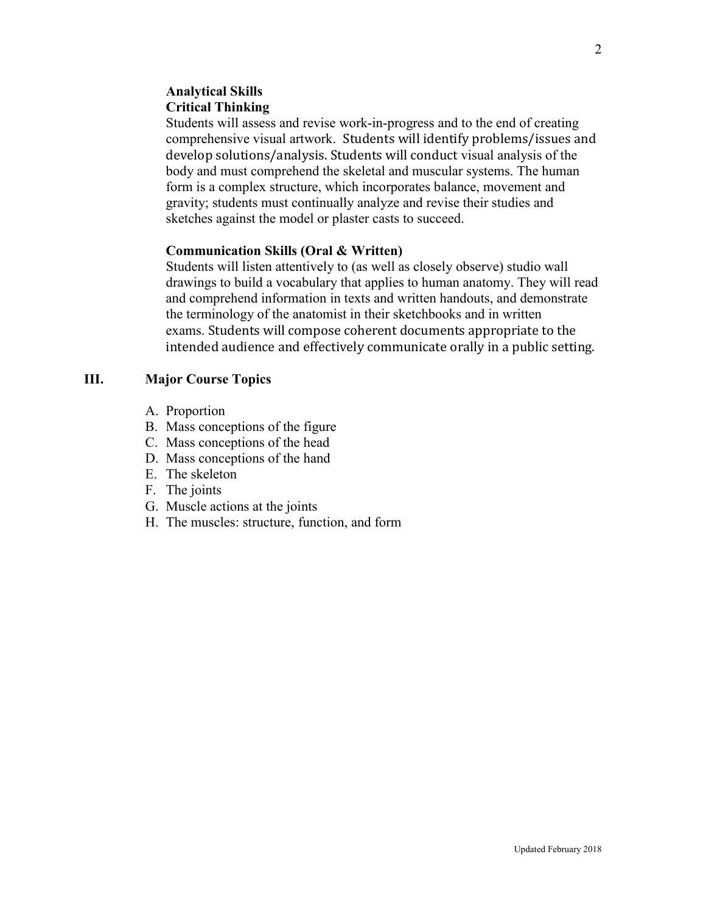**Analytical Skills**
**Critical Thinking**

Students will assess and revise work-in-progress and to the end of creating comprehensive visual artwork. Students will identify problems/issues and develop solutions/analysis. Students will conduct visual analysis of the body and must comprehend the skeletal and muscular systems. The human form is a complex structure, which incorporates balance, movement and gravity; students must continually analyze and revise their studies and sketches against the model or plaster casts to succeed.

**Communication Skills (Oral & Written)**

Students will listen attentively to (as well as closely observe) studio wall drawings to build a vocabulary that applies to human anatomy. They will read and comprehend information in texts and written handouts, and demonstrate the terminology of the anatomist in their sketchbooks and in written exams. Students will compose coherent documents appropriate to the intended audience and effectively communicate orally in a public setting.

## III. Major Course Topics

A. Proportion
B. Mass conceptions of the figure
C. Mass conceptions of the head
D. Mass conceptions of the hand
E. The skeleton
F. The joints
G. Muscle actions at the joints
H. The muscles: structure, function, and form

Updated February 2018